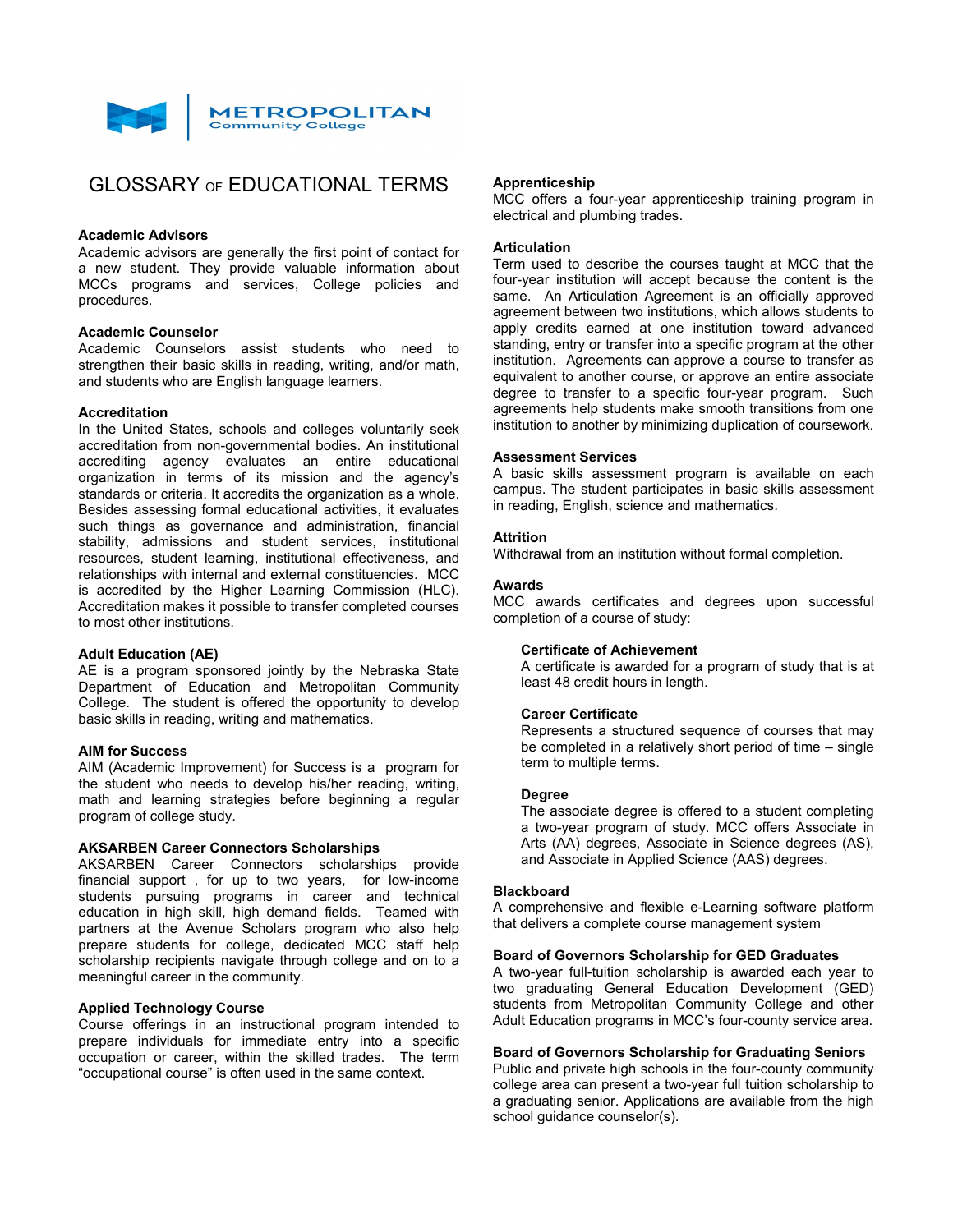METROPOLITAN
Community College

# GLOSSARY OF EDUCATIONAL TERMS

**Academic Advisors**
Academic advisors are generally the first point of contact for a new student. They provide valuable information about MCCs programs and services, College policies and procedures.

**Academic Counselor**
Academic Counselors assist students who need to strengthen their basic skills in reading, writing, and/or math, and students who are English language learners.

**Accreditation**
In the United States, schools and colleges voluntarily seek accreditation from non-governmental bodies. An institutional accrediting agency evaluates an entire educational organization in terms of its mission and the agency's standards or criteria. It accredits the organization as a whole. Besides assessing formal educational activities, it evaluates such things as governance and administration, financial stability, admissions and student services, institutional resources, student learning, institutional effectiveness, and relationships with internal and external constituencies. MCC is accredited by the Higher Learning Commission (HLC). Accreditation makes it possible to transfer completed courses to most other institutions.

**Adult Education (AE)**
AE is a program sponsored jointly by the Nebraska State Department of Education and Metropolitan Community College. The student is offered the opportunity to develop basic skills in reading, writing and mathematics.

**AIM for Success**
AIM (Academic Improvement) for Success is a program for the student who needs to develop his/her reading, writing, math and learning strategies before beginning a regular program of college study.

**AKSARBEN Career Connectors Scholarships**
AKSARBEN Career Connectors scholarships provide financial support , for up to two years, for low-income students pursuing programs in career and technical education in high skill, high demand fields. Teamed with partners at the Avenue Scholars program who also help prepare students for college, dedicated MCC staff help scholarship recipients navigate through college and on to a meaningful career in the community.

**Applied Technology Course**
Course offerings in an instructional program intended to prepare individuals for immediate entry into a specific occupation or career, within the skilled trades. The term "occupational course" is often used in the same context.

**Apprenticeship**
MCC offers a four-year apprenticeship training program in electrical and plumbing trades.

**Articulation**
Term used to describe the courses taught at MCC that the four-year institution will accept because the content is the same. An Articulation Agreement is an officially approved agreement between two institutions, which allows students to apply credits earned at one institution toward advanced standing, entry or transfer into a specific program at the other institution. Agreements can approve a course to transfer as equivalent to another course, or approve an entire associate degree to transfer to a specific four-year program. Such agreements help students make smooth transitions from one institution to another by minimizing duplication of coursework.

**Assessment Services**
A basic skills assessment program is available on each campus. The student participates in basic skills assessment in reading, English, science and mathematics.

**Attrition**
Withdrawal from an institution without formal completion.

**Awards**
MCC awards certificates and degrees upon successful completion of a course of study:

> **Certificate of Achievement**
> A certificate is awarded for a program of study that is at least 48 credit hours in length.
>
> **Career Certificate**
> Represents a structured sequence of courses that may be completed in a relatively short period of time – single term to multiple terms.
>
> **Degree**
> The associate degree is offered to a student completing a two-year program of study. MCC offers Associate in Arts (AA) degrees, Associate in Science degrees (AS), and Associate in Applied Science (AAS) degrees.

**Blackboard**
A comprehensive and flexible e-Learning software platform that delivers a complete course management system

**Board of Governors Scholarship for GED Graduates**
A two-year full-tuition scholarship is awarded each year to two graduating General Education Development (GED) students from Metropolitan Community College and other Adult Education programs in MCC's four-county service area.

**Board of Governors Scholarship for Graduating Seniors**
Public and private high schools in the four-county community college area can present a two-year full tuition scholarship to a graduating senior. Applications are available from the high school guidance counselor(s).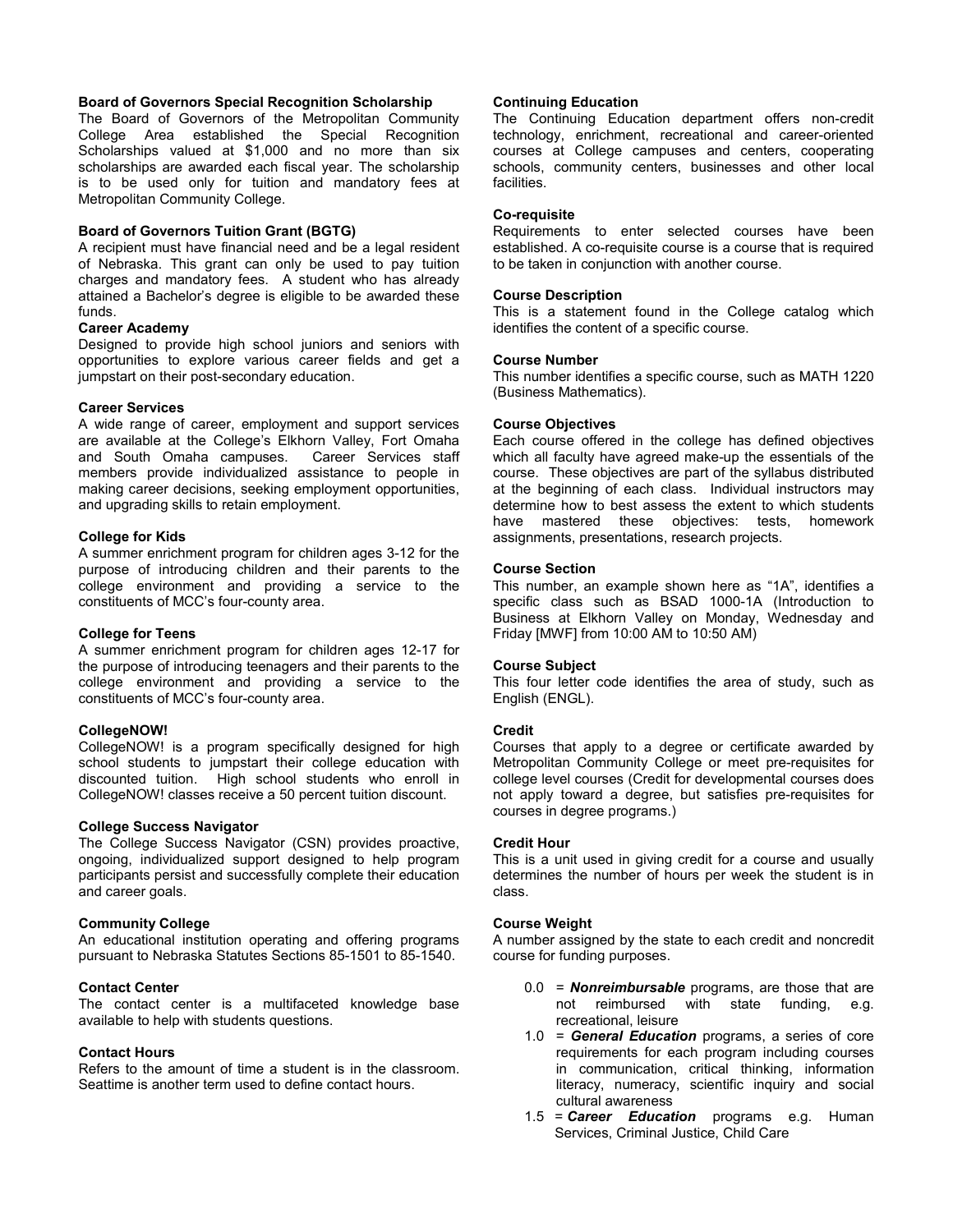**Board of Governors Special Recognition Scholarship**
The Board of Governors of the Metropolitan Community College Area established the Special Recognition Scholarships valued at $1,000 and no more than six scholarships are awarded each fiscal year. The scholarship is to be used only for tuition and mandatory fees at Metropolitan Community College.

**Board of Governors Tuition Grant (BGTG)**
A recipient must have financial need and be a legal resident of Nebraska. This grant can only be used to pay tuition charges and mandatory fees. A student who has already attained a Bachelor's degree is eligible to be awarded these funds.

**Career Academy**
Designed to provide high school juniors and seniors with opportunities to explore various career fields and get a jumpstart on their post-secondary education.

**Career Services**
A wide range of career, employment and support services are available at the College's Elkhorn Valley, Fort Omaha and South Omaha campuses. Career Services staff members provide individualized assistance to people in making career decisions, seeking employment opportunities, and upgrading skills to retain employment.

**College for Kids**
A summer enrichment program for children ages 3-12 for the purpose of introducing children and their parents to the college environment and providing a service to the constituents of MCC's four-county area.

**College for Teens**
A summer enrichment program for children ages 12-17 for the purpose of introducing teenagers and their parents to the college environment and providing a service to the constituents of MCC's four-county area.

**CollegeNOW!**
CollegeNOW! is a program specifically designed for high school students to jumpstart their college education with discounted tuition. High school students who enroll in CollegeNOW! classes receive a 50 percent tuition discount.

**College Success Navigator**
The College Success Navigator (CSN) provides proactive, ongoing, individualized support designed to help program participants persist and successfully complete their education and career goals.

**Community College**
An educational institution operating and offering programs pursuant to Nebraska Statutes Sections 85-1501 to 85-1540.

**Contact Center**
The contact center is a multifaceted knowledge base available to help with students questions.

**Contact Hours**
Refers to the amount of time a student is in the classroom. Seattime is another term used to define contact hours.

**Continuing Education**
The Continuing Education department offers non-credit technology, enrichment, recreational and career-oriented courses at College campuses and centers, cooperating schools, community centers, businesses and other local facilities.

**Co-requisite**
Requirements to enter selected courses have been established. A co-requisite course is a course that is required to be taken in conjunction with another course.

**Course Description**
This is a statement found in the College catalog which identifies the content of a specific course.

**Course Number**
This number identifies a specific course, such as MATH 1220 (Business Mathematics).

**Course Objectives**
Each course offered in the college has defined objectives which all faculty have agreed make-up the essentials of the course. These objectives are part of the syllabus distributed at the beginning of each class. Individual instructors may determine how to best assess the extent to which students have mastered these objectives: tests, homework assignments, presentations, research projects.

**Course Section**
This number, an example shown here as "1A", identifies a specific class such as BSAD 1000-1A (Introduction to Business at Elkhorn Valley on Monday, Wednesday and Friday [MWF] from 10:00 AM to 10:50 AM)

**Course Subject**
This four letter code identifies the area of study, such as English (ENGL).

**Credit**
Courses that apply to a degree or certificate awarded by Metropolitan Community College or meet pre-requisites for college level courses (Credit for developmental courses does not apply toward a degree, but satisfies pre-requisites for courses in degree programs.)

**Credit Hour**
This is a unit used in giving credit for a course and usually determines the number of hours per week the student is in class.

**Course Weight**
A number assigned by the state to each credit and noncredit course for funding purposes.

- 0.0 = ***Nonreimbursable*** programs, are those that are not reimbursed with state funding, e.g. recreational, leisure
- 1.0 = ***General Education*** programs, a series of core requirements for each program including courses in communication, critical thinking, information literacy, numeracy, scientific inquiry and social cultural awareness
- 1.5 = ***Career Education*** programs e.g. Human Services, Criminal Justice, Child Care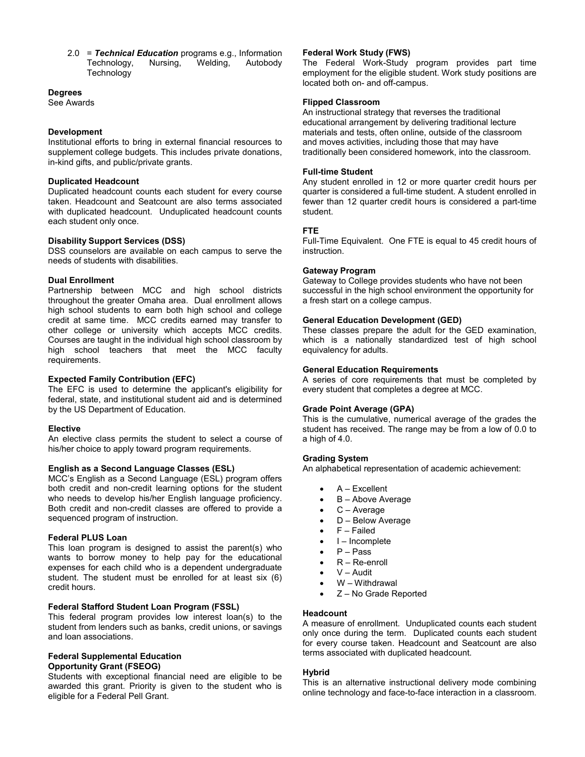2.0 = ***Technical Education*** programs e.g., Information Technology, Nursing, Welding, Autobody Technology

**Degrees**
See Awards

**Development**
Institutional efforts to bring in external financial resources to supplement college budgets. This includes private donations, in-kind gifts, and public/private grants.

**Duplicated Headcount**
Duplicated headcount counts each student for every course taken. Headcount and Seatcount are also terms associated with duplicated headcount. Unduplicated headcount counts each student only once.

**Disability Support Services (DSS)**
DSS counselors are available on each campus to serve the needs of students with disabilities.

**Dual Enrollment**
Partnership between MCC and high school districts throughout the greater Omaha area. Dual enrollment allows high school students to earn both high school and college credit at same time. MCC credits earned may transfer to other college or university which accepts MCC credits. Courses are taught in the individual high school classroom by high school teachers that meet the MCC faculty requirements.

**Expected Family Contribution (EFC)**
The EFC is used to determine the applicant's eligibility for federal, state, and institutional student aid and is determined by the US Department of Education.

**Elective**
An elective class permits the student to select a course of his/her choice to apply toward program requirements.

**English as a Second Language Classes (ESL)**
MCC's English as a Second Language (ESL) program offers both credit and non-credit learning options for the student who needs to develop his/her English language proficiency. Both credit and non-credit classes are offered to provide a sequenced program of instruction.

**Federal PLUS Loan**
This loan program is designed to assist the parent(s) who wants to borrow money to help pay for the educational expenses for each child who is a dependent undergraduate student. The student must be enrolled for at least six (6) credit hours.

**Federal Stafford Student Loan Program (FSSL)**
This federal program provides low interest loan(s) to the student from lenders such as banks, credit unions, or savings and loan associations.

**Federal Supplemental Education Opportunity Grant (FSEOG)**
Students with exceptional financial need are eligible to be awarded this grant. Priority is given to the student who is eligible for a Federal Pell Grant.

**Federal Work Study (FWS)**
The Federal Work-Study program provides part time employment for the eligible student. Work study positions are located both on- and off-campus.

**Flipped Classroom**
An instructional strategy that reverses the traditional educational arrangement by delivering traditional lecture materials and tests, often online, outside of the classroom and moves activities, including those that may have traditionally been considered homework, into the classroom.

**Full-time Student**
Any student enrolled in 12 or more quarter credit hours per quarter is considered a full-time student. A student enrolled in fewer than 12 quarter credit hours is considered a part-time student.

**FTE**
Full-Time Equivalent. One FTE is equal to 45 credit hours of instruction.

**Gateway Program**
Gateway to College provides students who have not been successful in the high school environment the opportunity for a fresh start on a college campus.

**General Education Development (GED)**
These classes prepare the adult for the GED examination, which is a nationally standardized test of high school equivalency for adults.

**General Education Requirements**
A series of core requirements that must be completed by every student that completes a degree at MCC.

**Grade Point Average (GPA)**
This is the cumulative, numerical average of the grades the student has received. The range may be from a low of 0.0 to a high of 4.0.

**Grading System**
An alphabetical representation of academic achievement:

- A – Excellent
- B – Above Average
- C – Average
- D – Below Average
- F – Failed
- I – Incomplete
- P – Pass
- R – Re-enroll
- V – Audit
- W – Withdrawal
- Z – No Grade Reported

**Headcount**
A measure of enrollment. Unduplicated counts each student only once during the term. Duplicated counts each student for every course taken. Headcount and Seatcount are also terms associated with duplicated headcount.

**Hybrid**
This is an alternative instructional delivery mode combining online technology and face-to-face interaction in a classroom.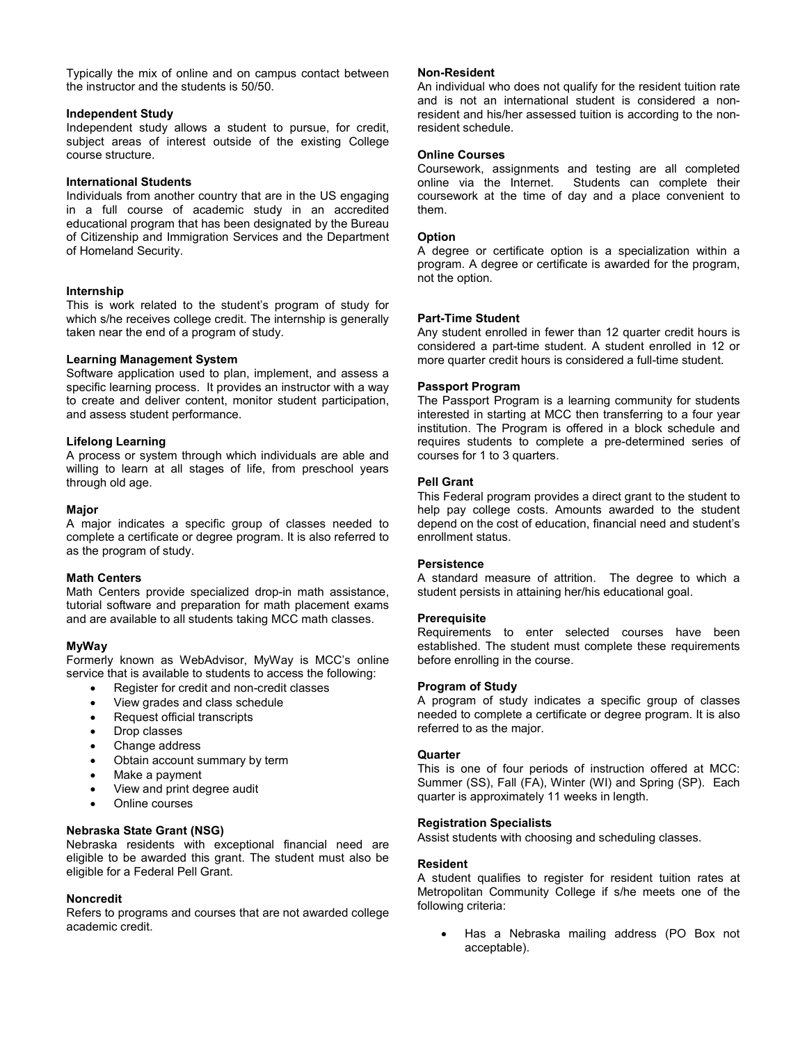Typically the mix of online and on campus contact between the instructor and the students is 50/50.

**Independent Study**
Independent study allows a student to pursue, for credit, subject areas of interest outside of the existing College course structure.

**International Students**
Individuals from another country that are in the US engaging in a full course of academic study in an accredited educational program that has been designated by the Bureau of Citizenship and Immigration Services and the Department of Homeland Security.

**Internship**
This is work related to the student's program of study for which s/he receives college credit. The internship is generally taken near the end of a program of study.

**Learning Management System**
Software application used to plan, implement, and assess a specific learning process. It provides an instructor with a way to create and deliver content, monitor student participation, and assess student performance.

**Lifelong Learning**
A process or system through which individuals are able and willing to learn at all stages of life, from preschool years through old age.

**Major**
A major indicates a specific group of classes needed to complete a certificate or degree program. It is also referred to as the program of study.

**Math Centers**
Math Centers provide specialized drop-in math assistance, tutorial software and preparation for math placement exams and are available to all students taking MCC math classes.

**MyWay**
Formerly known as WebAdvisor, MyWay is MCC's online service that is available to students to access the following:

- Register for credit and non-credit classes
- View grades and class schedule
- Request official transcripts
- Drop classes
- Change address
- Obtain account summary by term
- Make a payment
- View and print degree audit
- Online courses

**Nebraska State Grant (NSG)**
Nebraska residents with exceptional financial need are eligible to be awarded this grant. The student must also be eligible for a Federal Pell Grant.

**Noncredit**
Refers to programs and courses that are not awarded college academic credit.

**Non-Resident**
An individual who does not qualify for the resident tuition rate and is not an international student is considered a non-resident and his/her assessed tuition is according to the non-resident schedule.

**Online Courses**
Coursework, assignments and testing are all completed online via the Internet. Students can complete their coursework at the time of day and a place convenient to them.

**Option**
A degree or certificate option is a specialization within a program. A degree or certificate is awarded for the program, not the option.

**Part-Time Student**
Any student enrolled in fewer than 12 quarter credit hours is considered a part-time student. A student enrolled in 12 or more quarter credit hours is considered a full-time student.

**Passport Program**
The Passport Program is a learning community for students interested in starting at MCC then transferring to a four year institution. The Program is offered in a block schedule and requires students to complete a pre-determined series of courses for 1 to 3 quarters.

**Pell Grant**
This Federal program provides a direct grant to the student to help pay college costs. Amounts awarded to the student depend on the cost of education, financial need and student's enrollment status.

**Persistence**
A standard measure of attrition. The degree to which a student persists in attaining her/his educational goal.

**Prerequisite**
Requirements to enter selected courses have been established. The student must complete these requirements before enrolling in the course.

**Program of Study**
A program of study indicates a specific group of classes needed to complete a certificate or degree program. It is also referred to as the major.

**Quarter**
This is one of four periods of instruction offered at MCC: Summer (SS), Fall (FA), Winter (WI) and Spring (SP). Each quarter is approximately 11 weeks in length.

**Registration Specialists**
Assist students with choosing and scheduling classes.

**Resident**
A student qualifies to register for resident tuition rates at Metropolitan Community College if s/he meets one of the following criteria:

- Has a Nebraska mailing address (PO Box not acceptable).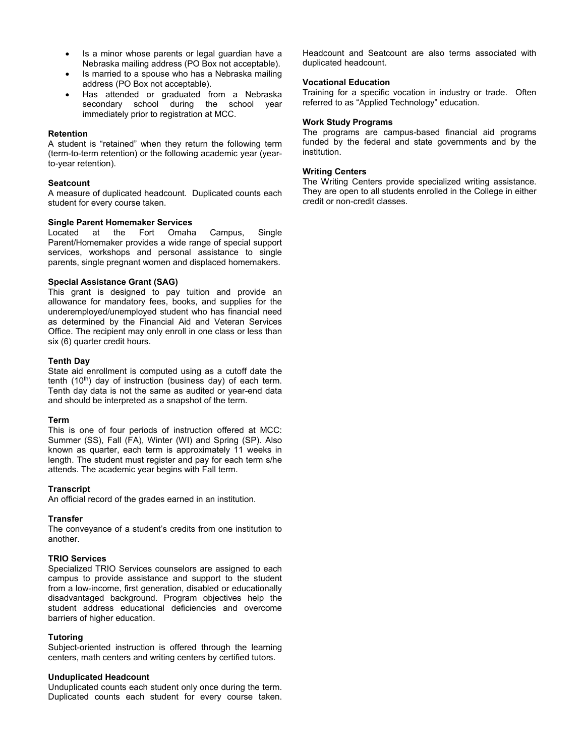- Is a minor whose parents or legal guardian have a Nebraska mailing address (PO Box not acceptable).
- Is married to a spouse who has a Nebraska mailing address (PO Box not acceptable).
- Has attended or graduated from a Nebraska secondary school during the school year immediately prior to registration at MCC.

**Retention**
A student is "retained" when they return the following term (term-to-term retention) or the following academic year (year-to-year retention).

**Seatcount**
A measure of duplicated headcount. Duplicated counts each student for every course taken.

**Single Parent Homemaker Services**
Located at the Fort Omaha Campus, Single Parent/Homemaker provides a wide range of special support services, workshops and personal assistance to single parents, single pregnant women and displaced homemakers.

**Special Assistance Grant (SAG)**
This grant is designed to pay tuition and provide an allowance for mandatory fees, books, and supplies for the underemployed/unemployed student who has financial need as determined by the Financial Aid and Veteran Services Office. The recipient may only enroll in one class or less than six (6) quarter credit hours.

**Tenth Day**
State aid enrollment is computed using as a cutoff date the tenth (10th) day of instruction (business day) of each term. Tenth day data is not the same as audited or year-end data and should be interpreted as a snapshot of the term.

**Term**
This is one of four periods of instruction offered at MCC: Summer (SS), Fall (FA), Winter (WI) and Spring (SP). Also known as quarter, each term is approximately 11 weeks in length. The student must register and pay for each term s/he attends. The academic year begins with Fall term.

**Transcript**
An official record of the grades earned in an institution.

**Transfer**
The conveyance of a student's credits from one institution to another.

**TRIO Services**
Specialized TRIO Services counselors are assigned to each campus to provide assistance and support to the student from a low-income, first generation, disabled or educationally disadvantaged background. Program objectives help the student address educational deficiencies and overcome barriers of higher education.

**Tutoring**
Subject-oriented instruction is offered through the learning centers, math centers and writing centers by certified tutors.

**Unduplicated Headcount**
Unduplicated counts each student only once during the term. Duplicated counts each student for every course taken. Headcount and Seatcount are also terms associated with duplicated headcount.

**Vocational Education**
Training for a specific vocation in industry or trade. Often referred to as "Applied Technology" education.

**Work Study Programs**
The programs are campus-based financial aid programs funded by the federal and state governments and by the institution.

**Writing Centers**
The Writing Centers provide specialized writing assistance. They are open to all students enrolled in the College in either credit or non-credit classes.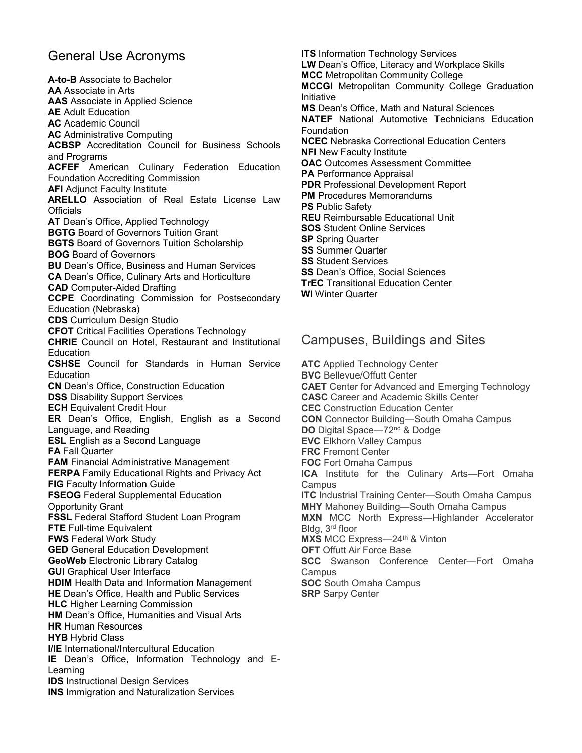## General Use Acronyms

**A-to-B** Associate to Bachelor
**AA** Associate in Arts
**AAS** Associate in Applied Science
**AE** Adult Education
**AC** Academic Council
**AC** Administrative Computing
**ACBSP** Accreditation Council for Business Schools and Programs
**ACFEF** American Culinary Federation Education Foundation Accrediting Commission
**AFI** Adjunct Faculty Institute
**ARELLO** Association of Real Estate License Law Officials
**AT** Dean's Office, Applied Technology
**BGTG** Board of Governors Tuition Grant
**BGTS** Board of Governors Tuition Scholarship
**BOG** Board of Governors
**BU** Dean's Office, Business and Human Services
**CA** Dean's Office, Culinary Arts and Horticulture
**CAD** Computer-Aided Drafting
**CCPE** Coordinating Commission for Postsecondary Education (Nebraska)
**CDS** Curriculum Design Studio
**CFOT** Critical Facilities Operations Technology
**CHRIE** Council on Hotel, Restaurant and Institutional Education
**CSHSE** Council for Standards in Human Service Education
**CN** Dean's Office, Construction Education
**DSS** Disability Support Services
**ECH** Equivalent Credit Hour
**ER** Dean's Office, English, English as a Second Language, and Reading
**ESL** English as a Second Language
**FA** Fall Quarter
**FAM** Financial Administrative Management
**FERPA** Family Educational Rights and Privacy Act
**FIG** Faculty Information Guide
**FSEOG** Federal Supplemental Education Opportunity Grant
**FSSL** Federal Stafford Student Loan Program
**FTE** Full-time Equivalent
**FWS** Federal Work Study
**GED** General Education Development
**GeoWeb** Electronic Library Catalog
**GUI** Graphical User Interface
**HDIM** Health Data and Information Management
**HE** Dean's Office, Health and Public Services
**HLC** Higher Learning Commission
**HM** Dean's Office, Humanities and Visual Arts
**HR** Human Resources
**HYB** Hybrid Class
**I/IE** International/Intercultural Education
**IE** Dean's Office, Information Technology and E-Learning
**IDS** Instructional Design Services
**INS** Immigration and Naturalization Services
**ITS** Information Technology Services
**LW** Dean's Office, Literacy and Workplace Skills
**MCC** Metropolitan Community College
**MCCGI** Metropolitan Community College Graduation Initiative
**MS** Dean's Office, Math and Natural Sciences
**NATEF** National Automotive Technicians Education Foundation
**NCEC** Nebraska Correctional Education Centers
**NFI** New Faculty Institute
**OAC** Outcomes Assessment Committee
**PA** Performance Appraisal
**PDR** Professional Development Report
**PM** Procedures Memorandums
**PS** Public Safety
**REU** Reimbursable Educational Unit
**SOS** Student Online Services
**SP** Spring Quarter
**SS** Summer Quarter
**SS** Student Services
**SS** Dean's Office, Social Sciences
**TrEC** Transitional Education Center
**WI** Winter Quarter

## Campuses, Buildings and Sites

**ATC** Applied Technology Center
**BVC** Bellevue/Offutt Center
**CAET** Center for Advanced and Emerging Technology
**CASC** Career and Academic Skills Center
**CEC** Construction Education Center
**CON** Connector Building—South Omaha Campus
**DO** Digital Space—72nd & Dodge
**EVC** Elkhorn Valley Campus
**FRC** Fremont Center
**FOC** Fort Omaha Campus
**ICA** Institute for the Culinary Arts—Fort Omaha Campus
**ITC** Industrial Training Center—South Omaha Campus
**MHY** Mahoney Building—South Omaha Campus
**MXN** MCC North Express—Highlander Accelerator Bldg, 3rd floor
**MXS** MCC Express—24th & Vinton
**OFT** Offutt Air Force Base
**SCC** Swanson Conference Center—Fort Omaha Campus
**SOC** South Omaha Campus
**SRP** Sarpy Center